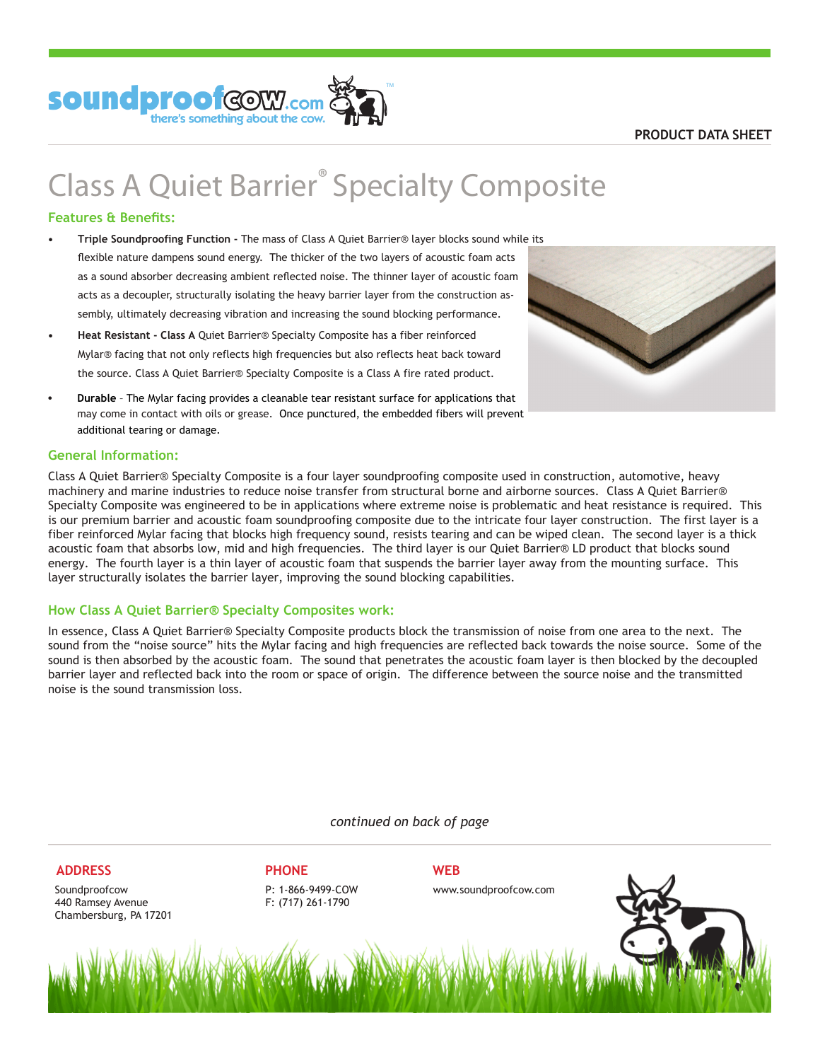PRODUCT DATA SHEET

# Class A Quiet Barrier® Specialty Composite

## Features & Benefits:

- **Triple Soundproofing Function -** The mass of Class A Quiet Barrier® layer blocks sound while its flexible nature dampens sound energy. The thicker of the two layers of acoustic foam acts as a sound absorber decreasing ambient reflected noise. The thinner layer of acoustic foam acts as a decoupler, structurally isolating the heavy barrier layer from the construction assembly, ultimately decreasing vibration and increasing the sound blocking performance.
- **Heat Resistant - Class A** Quiet Barrier® Specialty Composite has a fiber reinforced Mylar® facing that not only reflects high frequencies but also reflects heat back toward the source. Class A Quiet Barrier® Specialty Composite is a Class A fire rated product.
- **Durable** – The Mylar facing provides a cleanable tear resistant surface for applications that may come in contact with oils or grease. Once punctured, the embedded fibers will prevent additional tearing or damage.

## General Information:

Class A Quiet Barrier® Specialty Composite is a four layer soundproofing composite used in construction, automotive, heavy machinery and marine industries to reduce noise transfer from structural borne and airborne sources. Class A Quiet Barrier® Specialty Composite was engineered to be in applications where extreme noise is problematic and heat resistance is required. This is our premium barrier and acoustic foam soundproofing composite due to the intricate four layer construction. The first layer is a fiber reinforced Mylar facing that blocks high frequency sound, resists tearing and can be wiped clean. The second layer is a thick acoustic foam that absorbs low, mid and high frequencies. The third layer is our Quiet Barrier® LD product that blocks sound energy. The fourth layer is a thin layer of acoustic foam that suspends the barrier layer away from the mounting surface. This layer structurally isolates the barrier layer, improving the sound blocking capabilities.

## How Class A Quiet Barrier® Specialty Composites work:

In essence, Class A Quiet Barrier® Specialty Composite products block the transmission of noise from one area to the next. The sound from the "noise source" hits the Mylar facing and high frequencies are reflected back towards the noise source. Some of the sound is then absorbed by the acoustic foam. The sound that penetrates the acoustic foam layer is then blocked by the decoupled barrier layer and reflected back into the room or space of origin. The difference between the source noise and the transmitted noise is the sound transmission loss.

*continued on back of page*

**ADDRESS**

Soundproofcow
440 Ramsey Avenue
Chambersburg, PA 17201

**PHONE**

P: 1-866-9499-COW
F: (717) 261-1790

**WEB**

www.soundproofcow.com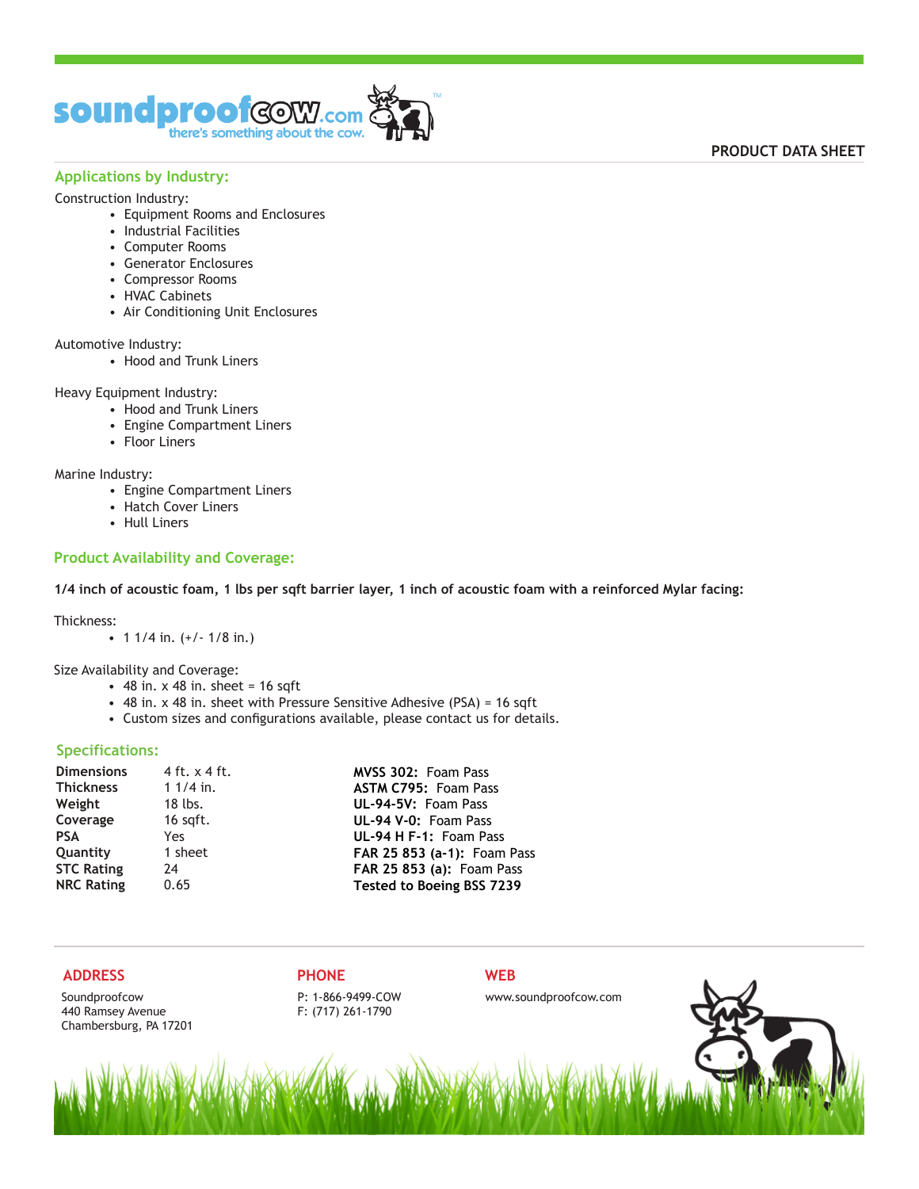soundproofcow.com
there's something about the cow.

PRODUCT DATA SHEET

## Applications by Industry:

Construction Industry:

- Equipment Rooms and Enclosures
- Industrial Facilities
- Computer Rooms
- Generator Enclosures
- Compressor Rooms
- HVAC Cabinets
- Air Conditioning Unit Enclosures

Automotive Industry:

- Hood and Trunk Liners

Heavy Equipment Industry:

- Hood and Trunk Liners
- Engine Compartment Liners
- Floor Liners

Marine Industry:

- Engine Compartment Liners
- Hatch Cover Liners
- Hull Liners

## Product Availability and Coverage:

**1/4 inch of acoustic foam, 1 lbs per sqft barrier layer, 1 inch of acoustic foam with a reinforced Mylar facing:**

Thickness:

- 1 1/4 in. (+/- 1/8 in.)

Size Availability and Coverage:

- 48 in. x 48 in. sheet = 16 sqft
- 48 in. x 48 in. sheet with Pressure Sensitive Adhesive (PSA) = 16 sqft
- Custom sizes and configurations available, please contact us for details.

## Specifications:

| | |
|---|---|
| **Dimensions** | 4 ft. x 4 ft. |
| **Thickness** | 1 1/4 in. |
| **Weight** | 18 lbs. |
| **Coverage** | 16 sqft. |
| **PSA** | Yes |
| **Quantity** | 1 sheet |
| **STC Rating** | 24 |
| **NRC Rating** | 0.65 |

**MVSS 302:** Foam Pass
**ASTM C795:** Foam Pass
**UL-94-5V:** Foam Pass
**UL-94 V-0:** Foam Pass
**UL-94 H F-1:** Foam Pass
**FAR 25 853 (a-1):** Foam Pass
**FAR 25 853 (a):** Foam Pass
**Tested to Boeing BSS 7239**

**ADDRESS**
Soundproofcow
440 Ramsey Avenue
Chambersburg, PA 17201

**PHONE**
P: 1-866-9499-COW
F: (717) 261-1790

**WEB**
www.soundproofcow.com